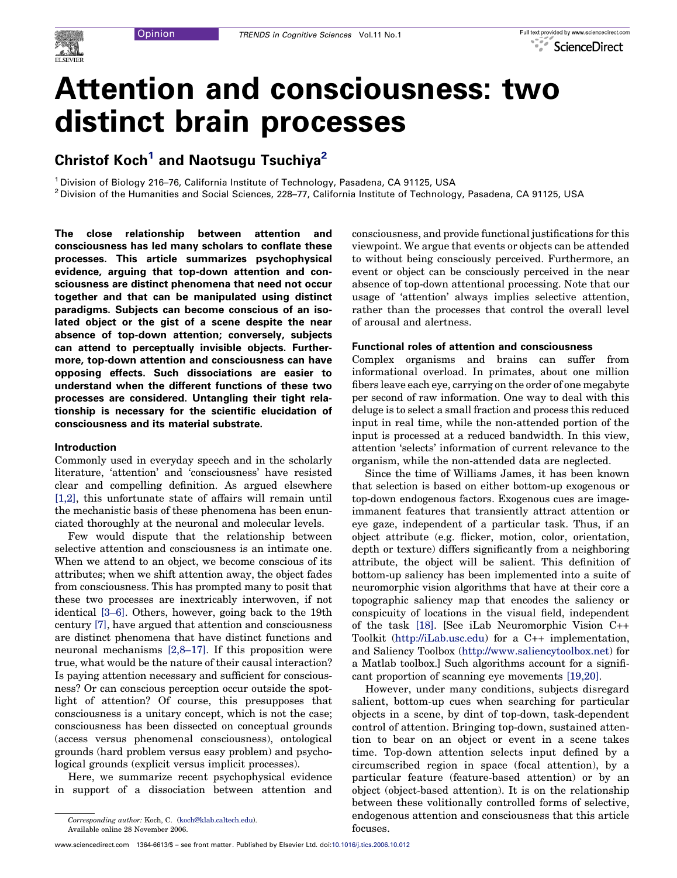Opinion

# Attention and consciousness: two distinct brain processes

## Christof Koch[1] and Naotsugu Tsuchiya[2]

[1] Division of Biology 216–76, California Institute of Technology, Pasadena, CA 91125, USA
[2] Division of the Humanities and Social Sciences, 228–77, California Institute of Technology, Pasadena, CA 91125, USA

**The close relationship between attention and consciousness has led many scholars to conflate these processes. This article summarizes psychophysical evidence, arguing that top-down attention and consciousness are distinct phenomena that need not occur together and that can be manipulated using distinct paradigms. Subjects can become conscious of an isolated object or the gist of a scene despite the near absence of top-down attention; conversely, subjects can attend to perceptually invisible objects. Furthermore, top-down attention and consciousness can have opposing effects. Such dissociations are easier to understand when the different functions of these two processes are considered. Untangling their tight relationship is necessary for the scientific elucidation of consciousness and its material substrate.**

### Introduction

Commonly used in everyday speech and in the scholarly literature, 'attention' and 'consciousness' have resisted clear and compelling definition. As argued elsewhere [1,2], this unfortunate state of affairs will remain until the mechanistic basis of these phenomena has been enunciated thoroughly at the neuronal and molecular levels.

Few would dispute that the relationship between selective attention and consciousness is an intimate one. When we attend to an object, we become conscious of its attributes; when we shift attention away, the object fades from consciousness. This has prompted many to posit that these two processes are inextricably interwoven, if not identical [3–6]. Others, however, going back to the 19th century [7], have argued that attention and consciousness are distinct phenomena that have distinct functions and neuronal mechanisms [2,8–17]. If this proposition were true, what would be the nature of their causal interaction? Is paying attention necessary and sufficient for consciousness? Or can conscious perception occur outside the spotlight of attention? Of course, this presupposes that consciousness is a unitary concept, which is not the case; consciousness has been dissected on conceptual grounds (access versus phenomenal consciousness), ontological grounds (hard problem versus easy problem) and psychological grounds (explicit versus implicit processes).

Here, we summarize recent psychophysical evidence in support of a dissociation between attention and consciousness, and provide functional justifications for this viewpoint. We argue that events or objects can be attended to without being consciously perceived. Furthermore, an event or object can be consciously perceived in the near absence of top-down attentional processing. Note that our usage of 'attention' always implies selective attention, rather than the processes that control the overall level of arousal and alertness.

### Functional roles of attention and consciousness

Complex organisms and brains can suffer from informational overload. In primates, about one million fibers leave each eye, carrying on the order of one megabyte per second of raw information. One way to deal with this deluge is to select a small fraction and process this reduced input in real time, while the non-attended portion of the input is processed at a reduced bandwidth. In this view, attention 'selects' information of current relevance to the organism, while the non-attended data are neglected.

Since the time of Williams James, it has been known that selection is based on either bottom-up exogenous or top-down endogenous factors. Exogenous cues are image-immanent features that transiently attract attention or eye gaze, independent of a particular task. Thus, if an object attribute (e.g. flicker, motion, color, orientation, depth or texture) differs significantly from a neighboring attribute, the object will be salient. This definition of bottom-up saliency has been implemented into a suite of neuromorphic vision algorithms that have at their core a topographic saliency map that encodes the saliency or conspicuity of locations in the visual field, independent of the task [18]. [See iLab Neuromorphic Vision C++ Toolkit (http://iLab.usc.edu) for a C++ implementation, and Saliency Toolbox (http://www.saliencytoolbox.net) for a Matlab toolbox.] Such algorithms account for a significant proportion of scanning eye movements [19,20].

However, under many conditions, subjects disregard salient, bottom-up cues when searching for particular objects in a scene, by dint of top-down, task-dependent control of attention. Bringing top-down, sustained attention to bear on an object or event in a scene takes time. Top-down attention selects input defined by a circumscribed region in space (focal attention), by a particular feature (feature-based attention) or by an object (object-based attention). It is on the relationship between these volitionally controlled forms of selective, endogenous attention and consciousness that this article focuses.

*Corresponding author:* Koch, C. (koch@klab.caltech.edu).
Available online 28 November 2006.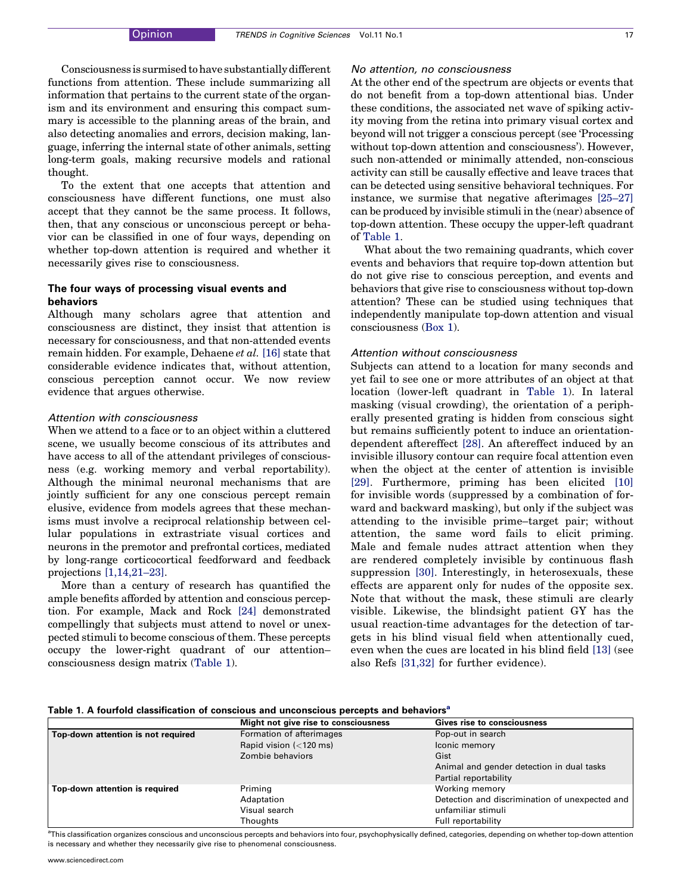Consciousness is surmised to have substantially different functions from attention. These include summarizing all information that pertains to the current state of the organism and its environment and ensuring this compact summary is accessible to the planning areas of the brain, and also detecting anomalies and errors, decision making, language, inferring the internal state of other animals, setting long-term goals, making recursive models and rational thought.

To the extent that one accepts that attention and consciousness have different functions, one must also accept that they cannot be the same process. It follows, then, that any conscious or unconscious percept or behavior can be classified in one of four ways, depending on whether top-down attention is required and whether it necessarily gives rise to consciousness.

## The four ways of processing visual events and behaviors

Although many scholars agree that attention and consciousness are distinct, they insist that attention is necessary for consciousness, and that non-attended events remain hidden. For example, Dehaene *et al.* [16] state that considerable evidence indicates that, without attention, conscious perception cannot occur. We now review evidence that argues otherwise.

### *Attention with consciousness*

When we attend to a face or to an object within a cluttered scene, we usually become conscious of its attributes and have access to all of the attendant privileges of consciousness (e.g. working memory and verbal reportability). Although the minimal neuronal mechanisms that are jointly sufficient for any one conscious percept remain elusive, evidence from models agrees that these mechanisms must involve a reciprocal relationship between cellular populations in extrastriate visual cortices and neurons in the premotor and prefrontal cortices, mediated by long-range corticocortical feedforward and feedback projections [1,14,21–23].

More than a century of research has quantified the ample benefits afforded by attention and conscious perception. For example, Mack and Rock [24] demonstrated compellingly that subjects must attend to novel or unexpected stimuli to become conscious of them. These percepts occupy the lower-right quadrant of our attention–consciousness design matrix (Table 1).

### *No attention, no consciousness*

At the other end of the spectrum are objects or events that do not benefit from a top-down attentional bias. Under these conditions, the associated net wave of spiking activity moving from the retina into primary visual cortex and beyond will not trigger a conscious percept (see 'Processing without top-down attention and consciousness'). However, such non-attended or minimally attended, non-conscious activity can still be causally effective and leave traces that can be detected using sensitive behavioral techniques. For instance, we surmise that negative afterimages [25–27] can be produced by invisible stimuli in the (near) absence of top-down attention. These occupy the upper-left quadrant of Table 1.

What about the two remaining quadrants, which cover events and behaviors that require top-down attention but do not give rise to conscious perception, and events and behaviors that give rise to consciousness without top-down attention? These can be studied using techniques that independently manipulate top-down attention and visual consciousness (Box 1).

### *Attention without consciousness*

Subjects can attend to a location for many seconds and yet fail to see one or more attributes of an object at that location (lower-left quadrant in Table 1). In lateral masking (visual crowding), the orientation of a peripherally presented grating is hidden from conscious sight but remains sufficiently potent to induce an orientation-dependent aftereffect [28]. An aftereffect induced by an invisible illusory contour can require focal attention even when the object at the center of attention is invisible [29]. Furthermore, priming has been elicited [10] for invisible words (suppressed by a combination of forward and backward masking), but only if the subject was attending to the invisible prime–target pair; without attention, the same word fails to elicit priming. Male and female nudes attract attention when they are rendered completely invisible by continuous flash suppression [30]. Interestingly, in heterosexuals, these effects are apparent only for nudes of the opposite sex. Note that without the mask, these stimuli are clearly visible. Likewise, the blindsight patient GY has the usual reaction-time advantages for the detection of targets in his blind visual field when attentionally cued, even when the cues are located in his blind field [13] (see also Refs [31,32] for further evidence).

**Table 1. A fourfold classification of conscious and unconscious percepts and behaviors[a]**

| | Might not give rise to consciousness | Gives rise to consciousness |
|---|---|---|
| **Top-down attention is not required** | Formation of afterimages<br>Rapid vision (<120 ms)<br>Zombie behaviors | Pop-out in search<br>Iconic memory<br>Gist<br>Animal and gender detection in dual tasks<br>Partial reportability |
| **Top-down attention is required** | Priming<br>Adaptation<br>Visual search<br>Thoughts | Working memory<br>Detection and discrimination of unexpected and unfamiliar stimuli<br>Full reportability |

[a]This classification organizes conscious and unconscious percepts and behaviors into four, psychophysically defined, categories, depending on whether top-down attention is necessary and whether they necessarily give rise to phenomenal consciousness.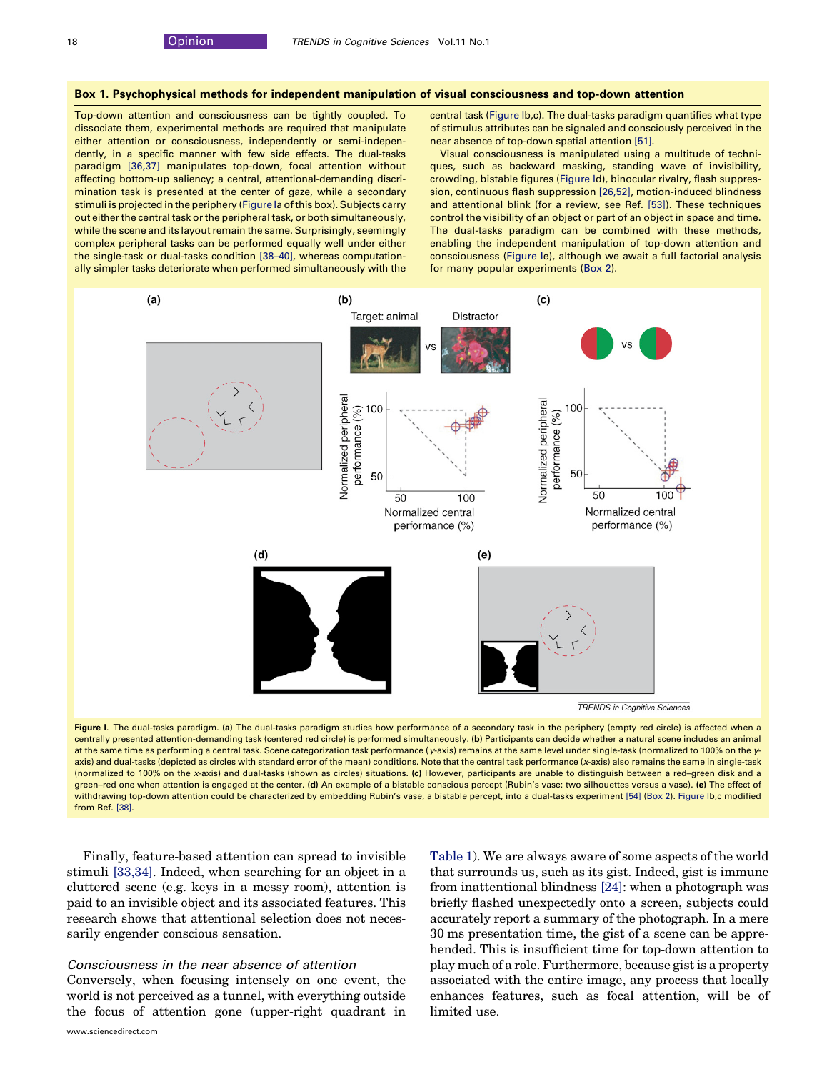## Box 1. Psychophysical methods for independent manipulation of visual consciousness and top-down attention

Top-down attention and consciousness can be tightly coupled. To dissociate them, experimental methods are required that manipulate either attention or consciousness, independently or semi-independently, in a specific manner with few side effects. The dual-tasks paradigm [36,37] manipulates top-down, focal attention without affecting bottom-up saliency; a central, attentional-demanding discrimination task is presented at the center of gaze, while a secondary stimuli is projected in the periphery (Figure Ia of this box). Subjects carry out either the central task or the peripheral task, or both simultaneously, while the scene and its layout remain the same. Surprisingly, seemingly complex peripheral tasks can be performed equally well under either the single-task or dual-tasks condition [38–40], whereas computationally simpler tasks deteriorate when performed simultaneously with the central task (Figure Ib,c). The dual-tasks paradigm quantifies what type of stimulus attributes can be signaled and consciously perceived in the near absence of top-down spatial attention [51].

Visual consciousness is manipulated using a multitude of techniques, such as backward masking, standing wave of invisibility, crowding, bistable figures (Figure Id), binocular rivalry, flash suppression, continuous flash suppression [26,52], motion-induced blindness and attentional blink (for a review, see Ref. [53]). These techniques control the visibility of an object or part of an object in space and time. The dual-tasks paradigm can be combined with these methods, enabling the independent manipulation of top-down attention and consciousness (Figure Ie), although we await a full factorial analysis for many popular experiments (Box 2).

**Figure I.** The dual-tasks paradigm. **(a)** The dual-tasks paradigm studies how performance of a secondary task in the periphery (empty red circle) is affected when a centrally presented attention-demanding task (centered red circle) is performed simultaneously. **(b)** Participants can decide whether a natural scene includes an animal at the same time as performing a central task. Scene categorization task performance ($y$-axis) remains at the same level under single-task (normalized to 100% on the $y$-axis) and dual-tasks (depicted as circles with standard error of the mean) conditions. Note that the central task performance ($x$-axis) also remains the same in single-task (normalized to 100% on the $x$-axis) and dual-tasks (shown as circles) situations. **(c)** However, participants are unable to distinguish between a red–green disk and a green–red one when attention is engaged at the center. **(d)** An example of a bistable conscious percept (Rubin's vase: two silhouettes versus a vase). **(e)** The effect of withdrawing top-down attention could be characterized by embedding Rubin's vase, a bistable percept, into a dual-tasks experiment [54] (Box 2). Figure Ib,c modified from Ref. [38].

Finally, feature-based attention can spread to invisible stimuli [33,34]. Indeed, when searching for an object in a cluttered scene (e.g. keys in a messy room), attention is paid to an invisible object and its associated features. This research shows that attentional selection does not necessarily engender conscious sensation.

### *Consciousness in the near absence of attention*

Conversely, when focusing intensely on one event, the world is not perceived as a tunnel, with everything outside the focus of attention gone (upper-right quadrant in Table 1). We are always aware of some aspects of the world that surrounds us, such as its gist. Indeed, gist is immune from inattentional blindness [24]: when a photograph was briefly flashed unexpectedly onto a screen, subjects could accurately report a summary of the photograph. In a mere 30 ms presentation time, the gist of a scene can be apprehended. This is insufficient time for top-down attention to play much of a role. Furthermore, because gist is a property associated with the entire image, any process that locally enhances features, such as focal attention, will be of limited use.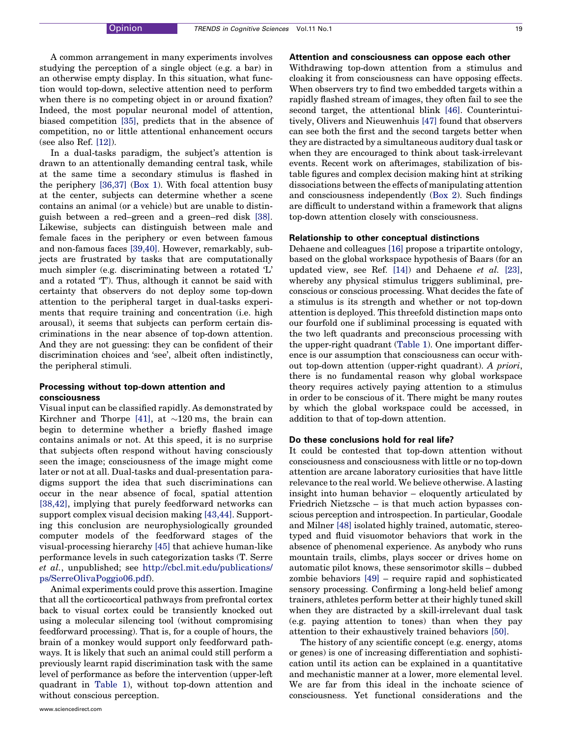A common arrangement in many experiments involves studying the perception of a single object (e.g. a bar) in an otherwise empty display. In this situation, what function would top-down, selective attention need to perform when there is no competing object in or around fixation? Indeed, the most popular neuronal model of attention, biased competition [35], predicts that in the absence of competition, no or little attentional enhancement occurs (see also Ref. [12]).

In a dual-tasks paradigm, the subject's attention is drawn to an attentionally demanding central task, while at the same time a secondary stimulus is flashed in the periphery [36,37] (Box 1). With focal attention busy at the center, subjects can determine whether a scene contains an animal (or a vehicle) but are unable to distinguish between a red–green and a green–red disk [38]. Likewise, subjects can distinguish between male and female faces in the periphery or even between famous and non-famous faces [39,40]. However, remarkably, subjects are frustrated by tasks that are computationally much simpler (e.g. discriminating between a rotated 'L' and a rotated 'T'). Thus, although it cannot be said with certainty that observers do not deploy some top-down attention to the peripheral target in dual-tasks experiments that require training and concentration (i.e. high arousal), it seems that subjects can perform certain discriminations in the near absence of top-down attention. And they are not guessing: they can be confident of their discrimination choices and 'see', albeit often indistinctly, the peripheral stimuli.

### Processing without top-down attention and consciousness

Visual input can be classified rapidly. As demonstrated by Kirchner and Thorpe [41], at ~120 ms, the brain can begin to determine whether a briefly flashed image contains animals or not. At this speed, it is no surprise that subjects often respond without having consciously seen the image; consciousness of the image might come later or not at all. Dual-tasks and dual-presentation paradigms support the idea that such discriminations can occur in the near absence of focal, spatial attention [38,42], implying that purely feedforward networks can support complex visual decision making [43,44]. Supporting this conclusion are neurophysiologically grounded computer models of the feedforward stages of the visual-processing hierarchy [45] that achieve human-like performance levels in such categorization tasks (T. Serre *et al.*, unpublished; see http://cbcl.mit.edu/publications/ps/SerreOlivaPoggio06.pdf).

Animal experiments could prove this assertion. Imagine that all the corticocortical pathways from prefrontal cortex back to visual cortex could be transiently knocked out using a molecular silencing tool (without compromising feedforward processing). That is, for a couple of hours, the brain of a monkey would support only feedforward pathways. It is likely that such an animal could still perform a previously learnt rapid discrimination task with the same level of performance as before the intervention (upper-left quadrant in Table 1), without top-down attention and without conscious perception.

### Attention and consciousness can oppose each other

Withdrawing top-down attention from a stimulus and cloaking it from consciousness can have opposing effects. When observers try to find two embedded targets within a rapidly flashed stream of images, they often fail to see the second target, the attentional blink [46]. Counterintuitively, Olivers and Nieuwenhuis [47] found that observers can see both the first and the second targets better when they are distracted by a simultaneous auditory dual task or when they are encouraged to think about task-irrelevant events. Recent work on afterimages, stabilization of bistable figures and complex decision making hint at striking dissociations between the effects of manipulating attention and consciousness independently (Box 2). Such findings are difficult to understand within a framework that aligns top-down attention closely with consciousness.

### Relationship to other conceptual distinctions

Dehaene and colleagues [16] propose a tripartite ontology, based on the global workspace hypothesis of Baars (for an updated view, see Ref. [14]) and Dehaene *et al.* [23], whereby any physical stimulus triggers subliminal, preconscious or conscious processing. What decides the fate of a stimulus is its strength and whether or not top-down attention is deployed. This threefold distinction maps onto our fourfold one if subliminal processing is equated with the two left quadrants and preconscious processing with the upper-right quadrant (Table 1). One important difference is our assumption that consciousness can occur without top-down attention (upper-right quadrant). *A priori*, there is no fundamental reason why global workspace theory requires actively paying attention to a stimulus in order to be conscious of it. There might be many routes by which the global workspace could be accessed, in addition to that of top-down attention.

### Do these conclusions hold for real life?

It could be contested that top-down attention without consciousness and consciousness with little or no top-down attention are arcane laboratory curiosities that have little relevance to the real world. We believe otherwise. A lasting insight into human behavior – eloquently articulated by Friedrich Nietzsche – is that much action bypasses conscious perception and introspection. In particular, Goodale and Milner [48] isolated highly trained, automatic, stereotyped and fluid visuomotor behaviors that work in the absence of phenomenal experience. As anybody who runs mountain trails, climbs, plays soccer or drives home on automatic pilot knows, these sensorimotor skills – dubbed zombie behaviors [49] – require rapid and sophisticated sensory processing. Confirming a long-held belief among trainers, athletes perform better at their highly tuned skill when they are distracted by a skill-irrelevant dual task (e.g. paying attention to tones) than when they pay attention to their exhaustively trained behaviors [50].

The history of any scientific concept (e.g. energy, atoms or genes) is one of increasing differentiation and sophistication until its action can be explained in a quantitative and mechanistic manner at a lower, more elemental level. We are far from this ideal in the inchoate science of consciousness. Yet functional considerations and the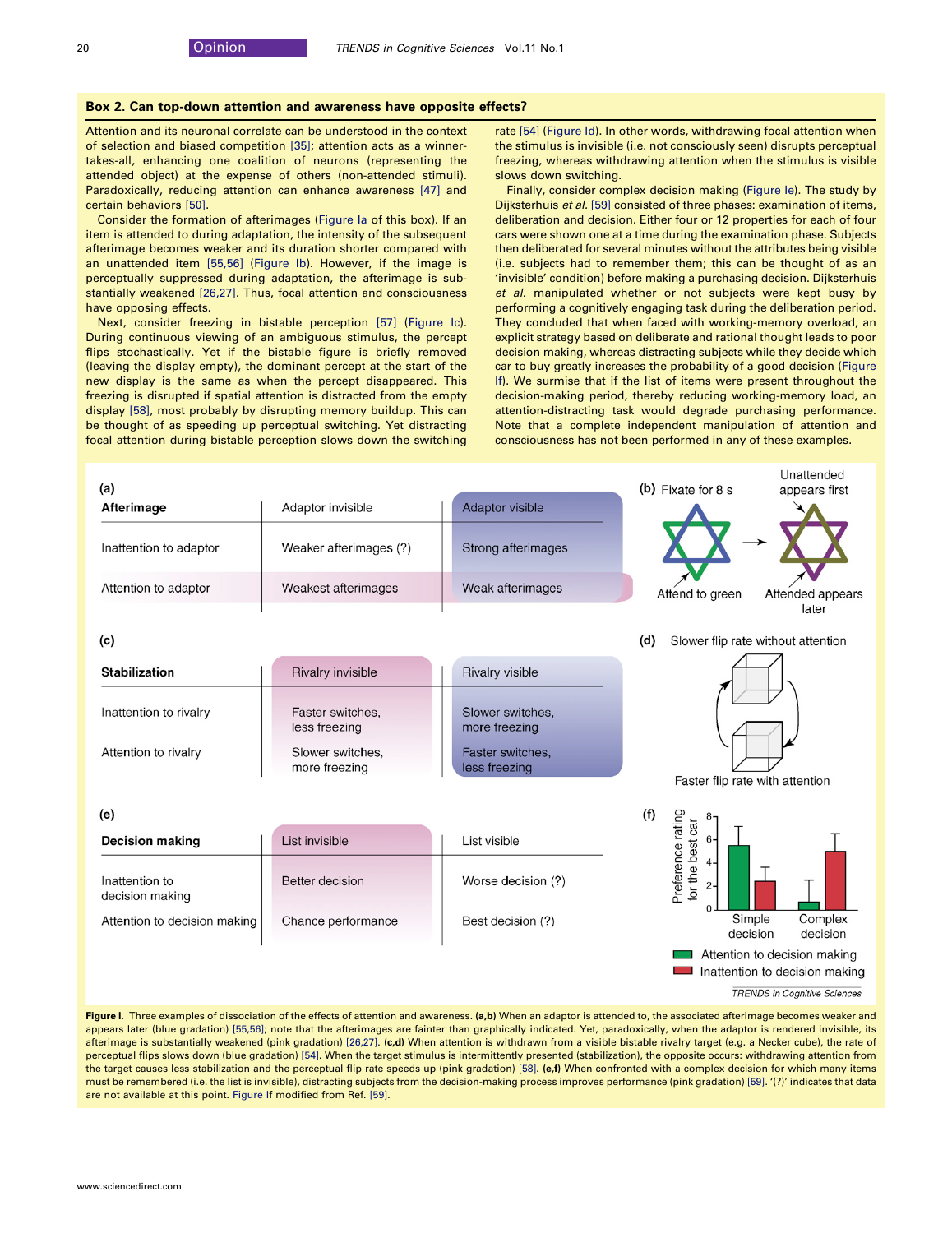## Box 2. Can top-down attention and awareness have opposite effects?

Attention and its neuronal correlate can be understood in the context of selection and biased competition [35]; attention acts as a winner-takes-all, enhancing one coalition of neurons (representing the attended object) at the expense of others (non-attended stimuli). Paradoxically, reducing attention can enhance awareness [47] and certain behaviors [50].

Consider the formation of afterimages (Figure Ia of this box). If an item is attended to during adaptation, the intensity of the subsequent afterimage becomes weaker and its duration shorter compared with an unattended item [55,56] (Figure Ib). However, if the image is perceptually suppressed during adaptation, the afterimage is substantially weakened [26,27]. Thus, focal attention and consciousness have opposing effects.

Next, consider freezing in bistable perception [57] (Figure Ic). During continuous viewing of an ambiguous stimulus, the percept flips stochastically. Yet if the bistable figure is briefly removed (leaving the display empty), the dominant percept at the start of the new display is the same as when the percept disappeared. This freezing is disrupted if spatial attention is distracted from the empty display [58], most probably by disrupting memory buildup. This can be thought of as speeding up perceptual switching. Yet distracting focal attention during bistable perception slows down the switching rate [54] (Figure Id). In other words, withdrawing focal attention when the stimulus is invisible (i.e. not consciously seen) disrupts perceptual freezing, whereas withdrawing attention when the stimulus is visible slows down switching.

Finally, consider complex decision making (Figure Ie). The study by Dijksterhuis *et al.* [59] consisted of three phases: examination of items, deliberation and decision. Either four or 12 properties for each of four cars were shown one at a time during the examination phase. Subjects then deliberated for several minutes without the attributes being visible (i.e. subjects had to remember them; this can be thought of as an 'invisible' condition) before making a purchasing decision. Dijksterhuis *et al.* manipulated whether or not subjects were kept busy by performing a cognitively engaging task during the deliberation period. They concluded that when faced with working-memory overload, an explicit strategy based on deliberate and rational thought leads to poor decision making, whereas distracting subjects while they decide which car to buy greatly increases the probability of a good decision (Figure If). We surmise that if the list of items were present throughout the decision-making period, thereby reducing working-memory load, an attention-distracting task would degrade purchasing performance. Note that a complete independent manipulation of attention and consciousness has not been performed in any of these examples.

**(a)**

| Afterimage | Adaptor invisible | Adaptor visible |
|---|---|---|
| Inattention to adaptor | Weaker afterimages (?) | Strong afterimages |
| Attention to adaptor | Weakest afterimages | Weak afterimages |

**(b)** Fixate for 8 s — Attend to green → Unattended appears first; Attended appears later

**(c)**

| Stabilization | Rivalry invisible | Rivalry visible |
|---|---|---|
| Inattention to rivalry | Faster switches, less freezing | Slower switches, more freezing |
| Attention to rivalry | Slower switches, more freezing | Faster switches, less freezing |

**(d)** Slower flip rate without attention; Faster flip rate with attention

**(e)**

| Decision making | List invisible | List visible |
|---|---|---|
| Inattention to decision making | Better decision | Worse decision (?) |
| Attention to decision making | Chance performance | Best decision (?) |

**(f)** Preference rating for the best car (Simple decision, Complex decision); Attention to decision making; Inattention to decision making

**Figure I.** Three examples of dissociation of the effects of attention and awareness. **(a,b)** When an adaptor is attended to, the associated afterimage becomes weaker and appears later (blue gradation) [55,56]; note that the afterimages are fainter than graphically indicated. Yet, paradoxically, when the adaptor is rendered invisible, its afterimage is substantially weakened (pink gradation) [26,27]. **(c,d)** When attention is withdrawn from a visible bistable rivalry target (e.g. a Necker cube), the rate of perceptual flips slows down (blue gradation) [54]. When the target stimulus is intermittently presented (stabilization), the opposite occurs: withdrawing attention from the target causes less stabilization and the perceptual flip rate speeds up (pink gradation) [58]. **(e,f)** When confronted with a complex decision for which many items must be remembered (i.e. the list is invisible), distracting subjects from the decision-making process improves performance (pink gradation) [59]. '(?)' indicates that data are not available at this point. Figure If modified from Ref. [59].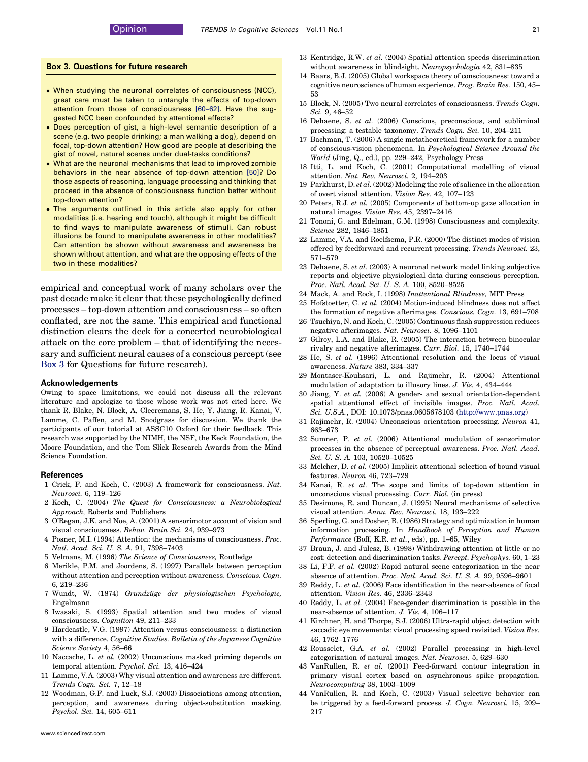### Box 3. Questions for future research

- When studying the neuronal correlates of consciousness (NCC), great care must be taken to untangle the effects of top-down attention from those of consciousness [60–62]. Have the suggested NCC been confounded by attentional effects?
- Does perception of gist, a high-level semantic description of a scene (e.g. two people drinking; a man walking a dog), depend on focal, top-down attention? How good are people at describing the gist of novel, natural scenes under dual-tasks conditions?
- What are the neuronal mechanisms that lead to improved zombie behaviors in the near absence of top-down attention [50]? Do those aspects of reasoning, language processing and thinking that proceed in the absence of consciousness function better without top-down attention?
- The arguments outlined in this article also apply for other modalities (i.e. hearing and touch), although it might be difficult to find ways to manipulate awareness of stimuli. Can robust illusions be found to manipulate awareness in other modalities? Can attention be shown without awareness and awareness be shown without attention, and what are the opposing effects of the two in these modalities?

empirical and conceptual work of many scholars over the past decade make it clear that these psychologically defined processes – top-down attention and consciousness – so often conflated, are not the same. This empirical and functional distinction clears the deck for a concerted neurobiological attack on the core problem – that of identifying the necessary and sufficient neural causes of a conscious percept (see Box 3 for Questions for future research).

#### Acknowledgements

Owing to space limitations, we could not discuss all the relevant literature and apologize to those whose work was not cited here. We thank R. Blake, N. Block, A. Cleeremans, S. He, Y. Jiang, R. Kanai, V. Lamme, C. Paffen, and M. Snodgrass for discussion. We thank the participants of our tutorial at ASSC10 Oxford for their feedback. This research was supported by the NIMH, the NSF, the Keck Foundation, the Moore Foundation, and the Tom Slick Research Awards from the Mind Science Foundation.

#### References

1 Crick, F. and Koch, C. (2003) A framework for consciousness. *Nat. Neurosci.* 6, 119–126

2 Koch, C. (2004) *The Quest for Consciousness: a Neurobiological Approach,* Roberts and Publishers

3 O'Regan, J.K. and Noe, A. (2001) A sensorimotor account of vision and visual consciousness. *Behav. Brain Sci.* 24, 939–973

4 Posner, M.I. (1994) Attention: the mechanisms of consciousness. *Proc. Natl. Acad. Sci. U. S. A.* 91, 7398–7403

5 Velmans, M. (1996) *The Science of Consciousness,* Routledge

6 Merikle, P.M. and Joordens, S. (1997) Parallels between perception without attention and perception without awareness. *Conscious. Cogn.* 6, 219–236

7 Wundt, W. (1874) *Grundzüge der physiologischen Psychologie,* Engelmann

8 Iwasaki, S. (1993) Spatial attention and two modes of visual consciousness. *Cognition* 49, 211–233

9 Hardcastle, V.G. (1997) Attention versus consciousness: a distinction with a difference. *Cognitive Studies. Bulletin of the Japanese Cognitive Science Society* 4, 56–66

10 Naccache, L. *et al.* (2002) Unconscious masked priming depends on temporal attention. *Psychol. Sci.* 13, 416–424

11 Lamme, V.A. (2003) Why visual attention and awareness are different. *Trends Cogn. Sci.* 7, 12–18

12 Woodman, G.F. and Luck, S.J. (2003) Dissociations among attention, perception, and awareness during object-substitution masking. *Psychol. Sci.* 14, 605–611

13 Kentridge, R.W. *et al.* (2004) Spatial attention speeds discrimination without awareness in blindsight. *Neuropsychologia* 42, 831–835

14 Baars, B.J. (2005) Global workspace theory of consciousness: toward a cognitive neuroscience of human experience. *Prog. Brain Res.* 150, 45–53

15 Block, N. (2005) Two neural correlates of consciousness. *Trends Cogn. Sci.* 9, 46–52

16 Dehaene, S. *et al.* (2006) Conscious, preconscious, and subliminal processing: a testable taxonomy. *Trends Cogn. Sci.* 10, 204–211

17 Bachman, T. (2006) A single metatheoretical framework for a number of conscious-vision phenomena. In *Psychological Science Around the World* (Jing, Q., ed.), pp. 229–242, Psychology Press

18 Itti, L. and Koch, C. (2001) Computational modelling of visual attention. *Nat. Rev. Neurosci.* 2, 194–203

19 Parkhurst, D. *et al.* (2002) Modeling the role of salience in the allocation of overt visual attention. *Vision Res.* 42, 107–123

20 Peters, R.J. *et al.* (2005) Components of bottom-up gaze allocation in natural images. *Vision Res.* 45, 2397–2416

21 Tononi, G. and Edelman, G.M. (1998) Consciousness and complexity. *Science* 282, 1846–1851

22 Lamme, V.A. and Roelfsema, P.R. (2000) The distinct modes of vision offered by feedforward and recurrent processing. *Trends Neurosci.* 23, 571–579

23 Dehaene, S. *et al.* (2003) A neuronal network model linking subjective reports and objective physiological data during conscious perception. *Proc. Natl. Acad. Sci. U. S. A.* 100, 8520–8525

24 Mack, A. and Rock, I. (1998) *Inattentional Blindness,* MIT Press

25 Hofstoetter, C. *et al.* (2004) Motion-induced blindness does not affect the formation of negative afterimages. *Conscious. Cogn.* 13, 691–708

26 Tsuchiya, N. and Koch, C. (2005) Continuous flash suppression reduces negative afterimages. *Nat. Neurosci.* 8, 1096–1101

27 Gilroy, L.A. and Blake, R. (2005) The interaction between binocular rivalry and negative afterimages. *Curr. Biol.* 15, 1740–1744

28 He, S. *et al.* (1996) Attentional resolution and the locus of visual awareness. *Nature* 383, 334–337

29 Montaser-Kouhsari, L. and Rajimehr, R. (2004) Attentional modulation of adaptation to illusory lines. *J. Vis.* 4, 434–444

30 Jiang, Y. *et al.* (2006) A gender- and sexual orientation-dependent spatial attentional effect of invisible images. *Proc. Natl. Acad. Sci. U.S.A.*, DOI: 10.1073/pnas.0605678103 (http://www.pnas.org)

31 Rajimehr, R. (2004) Unconscious orientation processing. *Neuron* 41, 663–673

32 Sumner, P. *et al.* (2006) Attentional modulation of sensorimotor processes in the absence of perceptual awareness. *Proc. Natl. Acad. Sci. U. S. A.* 103, 10520–10525

33 Melcher, D. *et al.* (2005) Implicit attentional selection of bound visual features. *Neuron* 46, 723–729

34 Kanai, R. *et al.* The scope and limits of top-down attention in unconscious visual processing. *Curr. Biol.* (in press)

35 Desimone, R. and Duncan, J. (1995) Neural mechanisms of selective visual attention. *Annu. Rev. Neurosci.* 18, 193–222

36 Sperling, G. and Dosher, B. (1986) Strategy and optimization in human information processing. In *Handbook of Perception and Human Performance* (Boff, K.R. *et al.*, eds), pp. 1–65, Wiley

37 Braun, J. and Julesz, B. (1998) Withdrawing attention at little or no cost: detection and discrimination tasks. *Percept. Psychophys.* 60, 1–23

38 Li, F.F. *et al.* (2002) Rapid natural scene categorization in the near absence of attention. *Proc. Natl. Acad. Sci. U. S. A.* 99, 9596–9601

39 Reddy, L. *et al.* (2006) Face identification in the near-absence of focal attention. *Vision Res.* 46, 2336–2343

40 Reddy, L. *et al.* (2004) Face-gender discrimination is possible in the near-absence of attention. *J. Vis.* 4, 106–117

41 Kirchner, H. and Thorpe, S.J. (2006) Ultra-rapid object detection with saccadic eye movements: visual processing speed revisited. *Vision Res.* 46, 1762–1776

42 Rousselet, G.A. *et al.* (2002) Parallel processing in high-level categorization of natural images. *Nat. Neurosci.* 5, 629–630

43 VanRullen, R. *et al.* (2001) Feed-forward contour integration in primary visual cortex based on asynchronous spike propagation. *Neurocomputing* 38, 1003–1009

44 VanRullen, R. and Koch, C. (2003) Visual selective behavior can be triggered by a feed-forward process. *J. Cogn. Neurosci.* 15, 209–217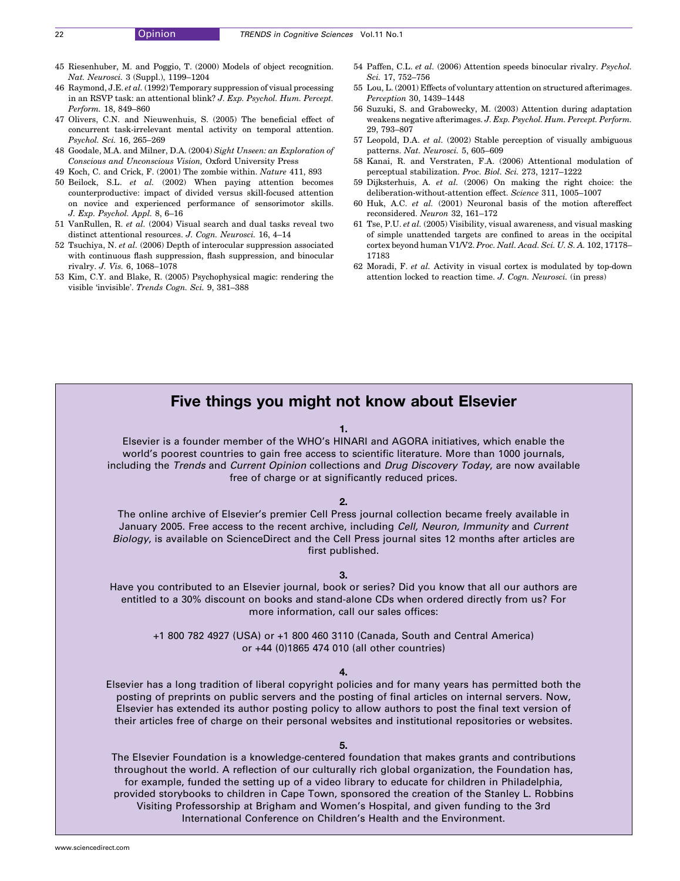45 Riesenhuber, M. and Poggio, T. (2000) Models of object recognition. *Nat. Neurosci.* 3 (Suppl.), 1199–1204

46 Raymond, J.E. *et al.* (1992) Temporary suppression of visual processing in an RSVP task: an attentional blink? *J. Exp. Psychol. Hum. Percept. Perform.* 18, 849–860

47 Olivers, C.N. and Nieuwenhuis, S. (2005) The beneficial effect of concurrent task-irrelevant mental activity on temporal attention. *Psychol. Sci.* 16, 265–269

48 Goodale, M.A. and Milner, D.A. (2004) *Sight Unseen: an Exploration of Conscious and Unconscious Vision,* Oxford University Press

49 Koch, C. and Crick, F. (2001) The zombie within. *Nature* 411, 893

50 Beilock, S.L. *et al.* (2002) When paying attention becomes counterproductive: impact of divided versus skill-focused attention on novice and experienced performance of sensorimotor skills. *J. Exp. Psychol. Appl.* 8, 6–16

51 VanRullen, R. *et al.* (2004) Visual search and dual tasks reveal two distinct attentional resources. *J. Cogn. Neurosci.* 16, 4–14

52 Tsuchiya, N. *et al.* (2006) Depth of interocular suppression associated with continuous flash suppression, flash suppression, and binocular rivalry. *J. Vis.* 6, 1068–1078

53 Kim, C.Y. and Blake, R. (2005) Psychophysical magic: rendering the visible 'invisible'. *Trends Cogn. Sci.* 9, 381–388

54 Paffen, C.L. *et al.* (2006) Attention speeds binocular rivalry. *Psychol. Sci.* 17, 752–756

55 Lou, L. (2001) Effects of voluntary attention on structured afterimages. *Perception* 30, 1439–1448

56 Suzuki, S. and Grabowecky, M. (2003) Attention during adaptation weakens negative afterimages. *J. Exp. Psychol. Hum. Percept. Perform.* 29, 793–807

57 Leopold, D.A. *et al.* (2002) Stable perception of visually ambiguous patterns. *Nat. Neurosci.* 5, 605–609

58 Kanai, R. and Verstraten, F.A. (2006) Attentional modulation of perceptual stabilization. *Proc. Biol. Sci.* 273, 1217–1222

59 Dijksterhuis, A. *et al.* (2006) On making the right choice: the deliberation-without-attention effect. *Science* 311, 1005–1007

60 Huk, A.C. *et al.* (2001) Neuronal basis of the motion aftereffect reconsidered. *Neuron* 32, 161–172

61 Tse, P.U. *et al.* (2005) Visibility, visual awareness, and visual masking of simple unattended targets are confined to areas in the occipital cortex beyond human V1/V2. *Proc. Natl. Acad. Sci. U. S. A.* 102, 17178–17183

62 Moradi, F. *et al.* Activity in visual cortex is modulated by top-down attention locked to reaction time. *J. Cogn. Neurosci.* (in press)

## Five things you might not know about Elsevier

**1.**

Elsevier is a founder member of the WHO's HINARI and AGORA initiatives, which enable the world's poorest countries to gain free access to scientific literature. More than 1000 journals, including the *Trends* and *Current Opinion* collections and *Drug Discovery Today*, are now available free of charge or at significantly reduced prices.

**2.**

The online archive of Elsevier's premier Cell Press journal collection became freely available in January 2005. Free access to the recent archive, including *Cell, Neuron, Immunity* and *Current Biology,* is available on ScienceDirect and the Cell Press journal sites 12 months after articles are first published.

**3.**

Have you contributed to an Elsevier journal, book or series? Did you know that all our authors are entitled to a 30% discount on books and stand-alone CDs when ordered directly from us? For more information, call our sales offices:

+1 800 782 4927 (USA) or +1 800 460 3110 (Canada, South and Central America) or +44 (0)1865 474 010 (all other countries)

**4.**

Elsevier has a long tradition of liberal copyright policies and for many years has permitted both the posting of preprints on public servers and the posting of final articles on internal servers. Now, Elsevier has extended its author posting policy to allow authors to post the final text version of their articles free of charge on their personal websites and institutional repositories or websites.

**5.**

The Elsevier Foundation is a knowledge-centered foundation that makes grants and contributions throughout the world. A reflection of our culturally rich global organization, the Foundation has, for example, funded the setting up of a video library to educate for children in Philadelphia, provided storybooks to children in Cape Town, sponsored the creation of the Stanley L. Robbins Visiting Professorship at Brigham and Women's Hospital, and given funding to the 3rd International Conference on Children's Health and the Environment.